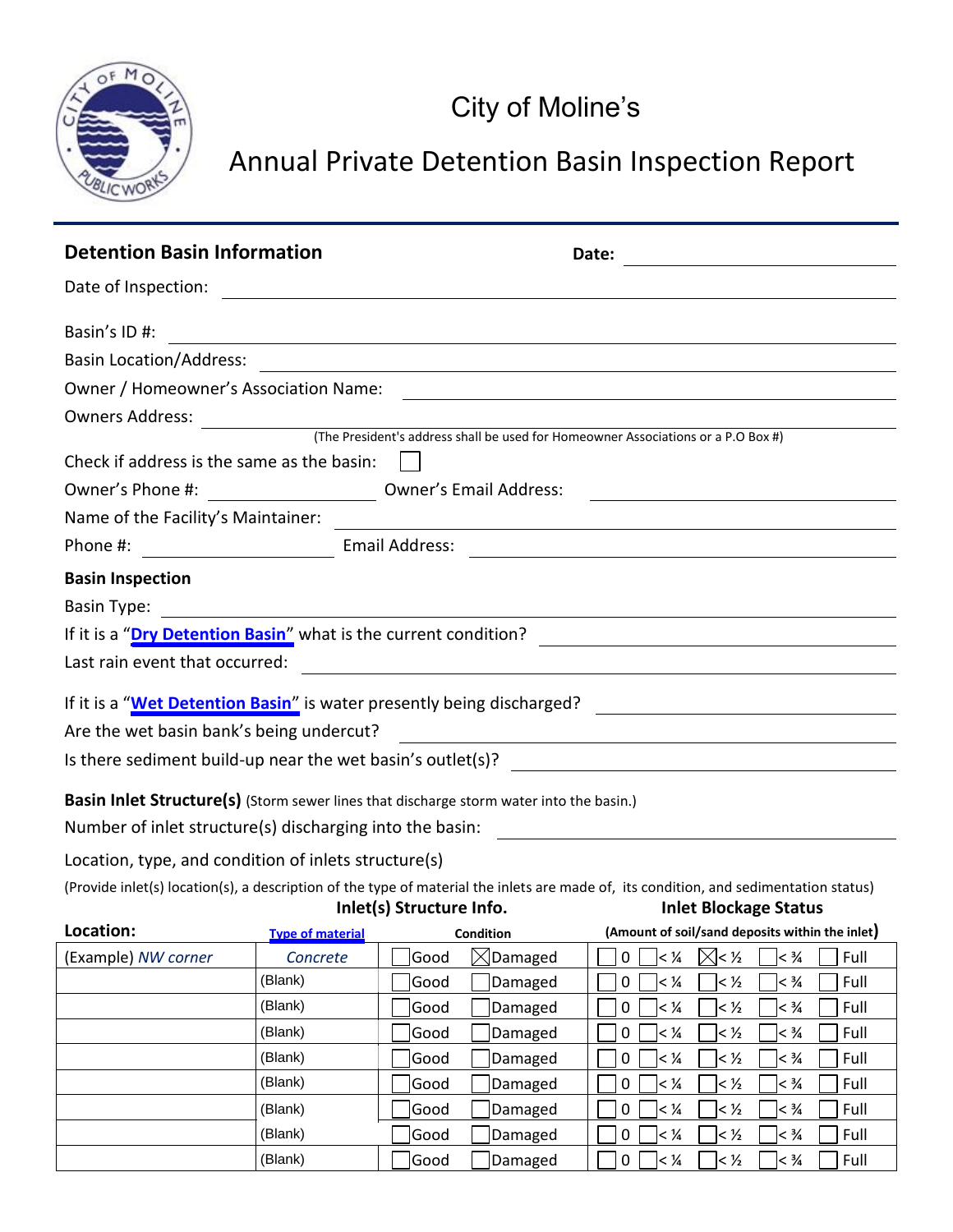# City of Moline's

## Annual Private Detention Basin Inspection Report

### Detention Basin Information

**Date:** \_\_\_\_\_\_\_\_\_\_\_\_\_\_\_\_

Date of Inspection: \_\_\_\_\_\_\_\_\_\_\_\_\_\_\_\_

Basin's ID #: \_\_\_\_\_\_\_\_\_\_\_\_\_\_\_\_

Basin Location/Address: \_\_\_\_\_\_\_\_\_\_\_\_\_\_\_\_

Owner / Homeowner's Association Name: \_\_\_\_\_\_\_\_\_\_\_\_\_\_\_\_

Owners Address: \_\_\_\_\_\_\_\_\_\_\_\_\_\_\_\_

(The President's address shall be used for Homeowner Associations or a P.O Box #)

Check if address is the same as the basin: ☐

Owner's Phone #: \_\_\_\_\_\_\_\_\_\_ Owner's Email Address: \_\_\_\_\_\_\_\_\_\_

Name of the Facility's Maintainer: \_\_\_\_\_\_\_\_\_\_\_\_\_\_\_\_

Phone #: \_\_\_\_\_\_\_\_\_\_ Email Address: \_\_\_\_\_\_\_\_\_\_

### Basin Inspection

Basin Type: \_\_\_\_\_\_\_\_\_\_\_\_\_\_\_\_

If it is a "**Dry Detention Basin**" what is the current condition? \_\_\_\_\_\_\_\_\_\_\_\_\_\_\_\_

Last rain event that occurred: \_\_\_\_\_\_\_\_\_\_\_\_\_\_\_\_

If it is a "**Wet Detention Basin**" is water presently being discharged? \_\_\_\_\_\_\_\_\_\_\_\_\_\_\_\_

Are the wet basin bank's being undercut? \_\_\_\_\_\_\_\_\_\_\_\_\_\_\_\_

Is there sediment build-up near the wet basin's outlet(s)? \_\_\_\_\_\_\_\_\_\_\_\_\_\_\_\_

**Basin Inlet Structure(s)** (Storm sewer lines that discharge storm water into the basin.)

Number of inlet structure(s) discharging into the basin: \_\_\_\_\_\_\_\_\_\_\_\_\_\_\_\_

Location, type, and condition of inlets structure(s)

(Provide inlet(s) location(s), a description of the type of material the inlets are made of, its condition, and sedimentation status)

| Location: | Inlet(s) Structure Info. – Type of material | Inlet(s) Structure Info. – Condition | Inlet Blockage Status (Amount of soil/sand deposits within the inlet) |
|---|---|---|---|
| (Example) *NW corner* | *Concrete* | ☐ Good ☒ Damaged | ☐ 0 ☐ < ¼ ☒ < ½ ☐ < ¾ ☐ Full |
| | (Blank) | ☐ Good ☐ Damaged | ☐ 0 ☐ < ¼ ☐ < ½ ☐ < ¾ ☐ Full |
| | (Blank) | ☐ Good ☐ Damaged | ☐ 0 ☐ < ¼ ☐ < ½ ☐ < ¾ ☐ Full |
| | (Blank) | ☐ Good ☐ Damaged | ☐ 0 ☐ < ¼ ☐ < ½ ☐ < ¾ ☐ Full |
| | (Blank) | ☐ Good ☐ Damaged | ☐ 0 ☐ < ¼ ☐ < ½ ☐ < ¾ ☐ Full |
| | (Blank) | ☐ Good ☐ Damaged | ☐ 0 ☐ < ¼ ☐ < ½ ☐ < ¾ ☐ Full |
| | (Blank) | ☐ Good ☐ Damaged | ☐ 0 ☐ < ¼ ☐ < ½ ☐ < ¾ ☐ Full |
| | (Blank) | ☐ Good ☐ Damaged | ☐ 0 ☐ < ¼ ☐ < ½ ☐ < ¾ ☐ Full |
| | (Blank) | ☐ Good ☐ Damaged | ☐ 0 ☐ < ¼ ☐ < ½ ☐ < ¾ ☐ Full |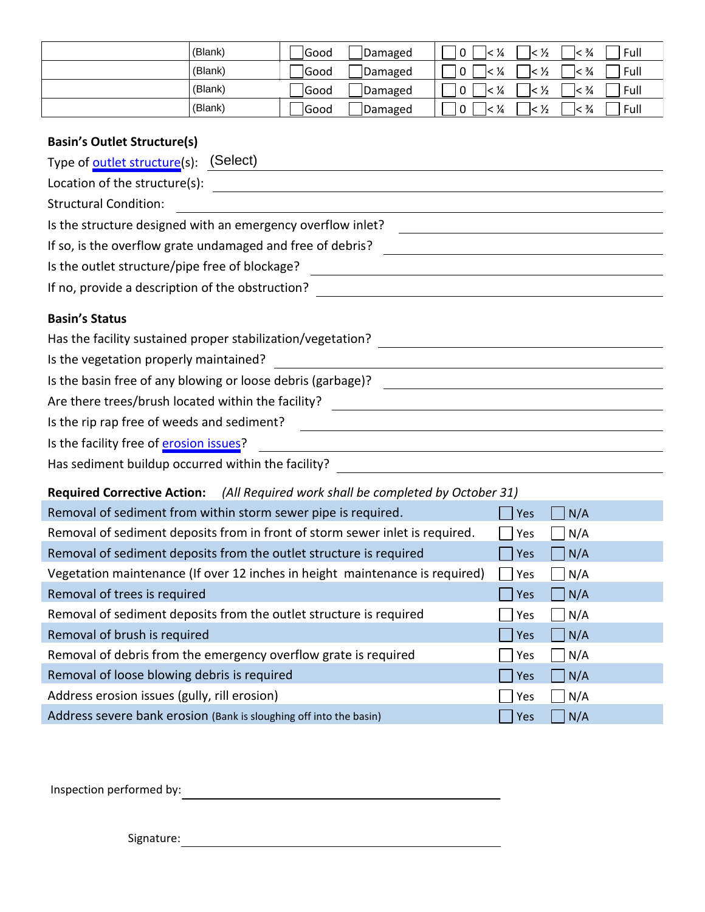| | | | |
|---|---|---|---|
| | (Blank) | ☐ Good ☐ Damaged | ☐ 0 ☐ < ¼ ☐ < ½ ☐ < ¾ ☐ Full |
| | (Blank) | ☐ Good ☐ Damaged | ☐ 0 ☐ < ¼ ☐ < ½ ☐ < ¾ ☐ Full |
| | (Blank) | ☐ Good ☐ Damaged | ☐ 0 ☐ < ¼ ☐ < ½ ☐ < ¾ ☐ Full |
| | (Blank) | ☐ Good ☐ Damaged | ☐ 0 ☐ < ¼ ☐ < ½ ☐ < ¾ ☐ Full |

**Basin's Outlet Structure(s)**

Type of outlet structure(s): (Select) ______________________

Location of the structure(s): ______________________

Structural Condition: ______________________

Is the structure designed with an emergency overflow inlet? ______________________

If so, is the overflow grate undamaged and free of debris? ______________________

Is the outlet structure/pipe free of blockage? ______________________

If no, provide a description of the obstruction? ______________________

**Basin's Status**

Has the facility sustained proper stabilization/vegetation? ______________________

Is the vegetation properly maintained? ______________________

Is the basin free of any blowing or loose debris (garbage)? ______________________

Are there trees/brush located within the facility? ______________________

Is the rip rap free of weeds and sediment? ______________________

Is the facility free of erosion issues? ______________________

Has sediment buildup occurred within the facility? ______________________

**Required Corrective Action:** *(All Required work shall be completed by October 31)*

| | | |
|---|---|---|
| Removal of sediment from within storm sewer pipe is required. | ☐ Yes | ☐ N/A |
| Removal of sediment deposits from in front of storm sewer inlet is required. | ☐ Yes | ☐ N/A |
| Removal of sediment deposits from the outlet structure is required | ☐ Yes | ☐ N/A |
| Vegetation maintenance (If over 12 inches in height maintenance is required) | ☐ Yes | ☐ N/A |
| Removal of trees is required | ☐ Yes | ☐ N/A |
| Removal of sediment deposits from the outlet structure is required | ☐ Yes | ☐ N/A |
| Removal of brush is required | ☐ Yes | ☐ N/A |
| Removal of debris from the emergency overflow grate is required | ☐ Yes | ☐ N/A |
| Removal of loose blowing debris is required | ☐ Yes | ☐ N/A |
| Address erosion issues (gully, rill erosion) | ☐ Yes | ☐ N/A |
| Address severe bank erosion (Bank is sloughing off into the basin) | ☐ Yes | ☐ N/A |

Inspection performed by: ______________________

Signature: ______________________